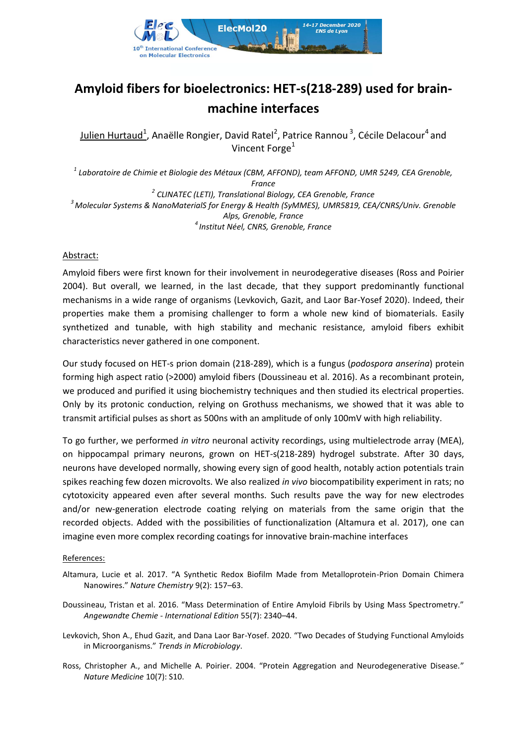# Amyloid fibers for bioelectronics: HET-s(218-289) used for brain-machine interfaces

Julien Hurtaud[1], Anaëlle Rongier, David Ratel[2], Patrice Rannou[3], Cécile Delacour[4] and Vincent Forge[1]

*[1] Laboratoire de Chimie et Biologie des Métaux (CBM, AFFOND), team AFFOND, UMR 5249, CEA Grenoble, France*
*[2] CLINATEC (LETI), Translational Biology, CEA Grenoble, France*
*[3] Molecular Systems & NanoMaterialS for Energy & Health (SyMMES), UMR5819, CEA/CNRS/Univ. Grenoble Alps, Grenoble, France*
*[4] Institut Néel, CNRS, Grenoble, France*

## Abstract:

Amyloid fibers were first known for their involvement in neurodegenerative diseases (Ross and Poirier 2004). But overall, we learned, in the last decade, that they support predominantly functional mechanisms in a wide range of organisms (Levkovich, Gazit, and Laor Bar-Yosef 2020). Indeed, their properties make them a promising challenger to form a whole new kind of biomaterials. Easily synthetized and tunable, with high stability and mechanic resistance, amyloid fibers exhibit characteristics never gathered in one component.

Our study focused on HET-s prion domain (218-289), which is a fungus (*podospora anserina*) protein forming high aspect ratio (>2000) amyloid fibers (Doussineau et al. 2016). As a recombinant protein, we produced and purified it using biochemistry techniques and then studied its electrical properties. Only by its protonic conduction, relying on Grothuss mechanisms, we showed that it was able to transmit artificial pulses as short as 500ns with an amplitude of only 100mV with high reliability.

To go further, we performed *in vitro* neuronal activity recordings, using multielectrode array (MEA), on hippocampal primary neurons, grown on HET-s(218-289) hydrogel substrate. After 30 days, neurons have developed normally, showing every sign of good health, notably action potentials train spikes reaching few dozen microvolts. We also realized *in vivo* biocompatibility experiment in rats; no cytotoxicity appeared even after several months. Such results pave the way for new electrodes and/or new-generation electrode coating relying on materials from the same origin that the recorded objects. Added with the possibilities of functionalization (Altamura et al. 2017), one can imagine even more complex recording coatings for innovative brain-machine interfaces

## References:

Altamura, Lucie et al. 2017. "A Synthetic Redox Biofilm Made from Metalloprotein-Prion Domain Chimera Nanowires." *Nature Chemistry* 9(2): 157–63.

Doussineau, Tristan et al. 2016. "Mass Determination of Entire Amyloid Fibrils by Using Mass Spectrometry." *Angewandte Chemie - International Edition* 55(7): 2340–44.

Levkovich, Shon A., Ehud Gazit, and Dana Laor Bar-Yosef. 2020. "Two Decades of Studying Functional Amyloids in Microorganisms." *Trends in Microbiology*.

Ross, Christopher A., and Michelle A. Poirier. 2004. "Protein Aggregation and Neurodegenerative Disease." *Nature Medicine* 10(7): S10.